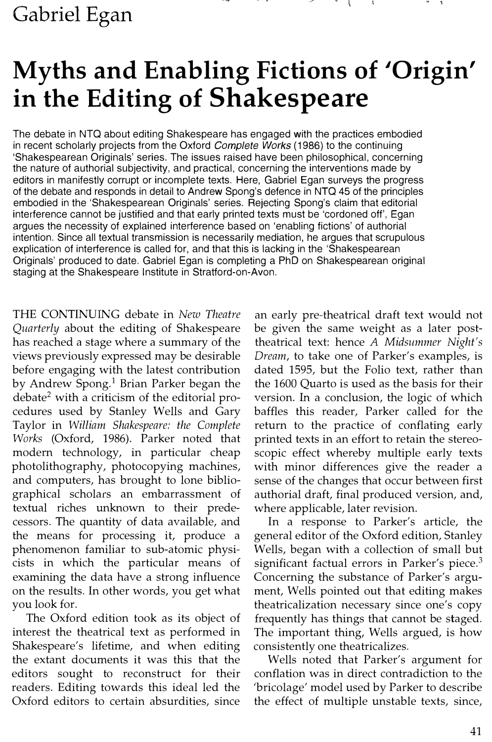Gabriel Egan

# Myths and Enabling Fictions of 'Origin' in the Editing of Shakespeare

The debate in NTQ about editing Shakespeare has engaged with the practices embodied in recent scholarly projects from the Oxford *Complete Works* (1986) to the continuing 'Shakespearean Originals' series. The issues raised have been philosophical, concerning the nature of authorial subjectivity, and practical, concerning the interventions made by editors in manifestly corrupt or incomplete texts. Here, Gabriel Egan surveys the progress of the debate and responds in detail to Andrew Spong's defence in NTQ 45 of the principles embodied in the 'Shakespearean Originals' series. Rejecting Spong's claim that editorial interference cannot be justified and that early printed texts must be 'cordoned off', Egan argues the necessity of explained interference based on 'enabling fictions' of authorial intention. Since all textual transmission is necessarily mediation, he argues that scrupulous explication of interference is called for, and that this is lacking in the 'Shakespearean Originals' produced to date. Gabriel Egan is completing a PhD on Shakespearean original staging at the Shakespeare Institute in Stratford-on-Avon.

THE CONTINUING debate in *New Theatre Quarterly* about the editing of Shakespeare has reached a stage where a summary of the views previously expressed may be desirable before engaging with the latest contribution by Andrew Spong.[1] Brian Parker began the debate[2] with a criticism of the editorial procedures used by Stanley Wells and Gary Taylor in *William Shakespeare: the Complete Works* (Oxford, 1986). Parker noted that modern technology, in particular cheap photolithography, photocopying machines, and computers, has brought to lone bibliographical scholars an embarrassment of textual riches unknown to their predecessors. The quantity of data available, and the means for processing it, produce a phenomenon familiar to sub-atomic physicists in which the particular means of examining the data have a strong influence on the results. In other words, you get what you look for.

The Oxford edition took as its object of interest the theatrical text as performed in Shakespeare's lifetime, and when editing the extant documents it was this that the editors sought to reconstruct for their readers. Editing towards this ideal led the Oxford editors to certain absurdities, since an early pre-theatrical draft text would not be given the same weight as a later post-theatrical text: hence *A Midsummer Night's Dream*, to take one of Parker's examples, is dated 1595, but the Folio text, rather than the 1600 Quarto is used as the basis for their version. In a conclusion, the logic of which baffles this reader, Parker called for the return to the practice of conflating early printed texts in an effort to retain the stereoscopic effect whereby multiple early texts with minor differences give the reader a sense of the changes that occur between first authorial draft, final produced version, and, where applicable, later revision.

In a response to Parker's article, the general editor of the Oxford edition, Stanley Wells, began with a collection of small but significant factual errors in Parker's piece.[3] Concerning the substance of Parker's argument, Wells pointed out that editing makes theatricalization necessary since one's copy frequently has things that cannot be staged. The important thing, Wells argued, is how consistently one theatricalizes.

Wells noted that Parker's argument for conflation was in direct contradiction to the 'bricolage' model used by Parker to describe the effect of multiple unstable texts, since,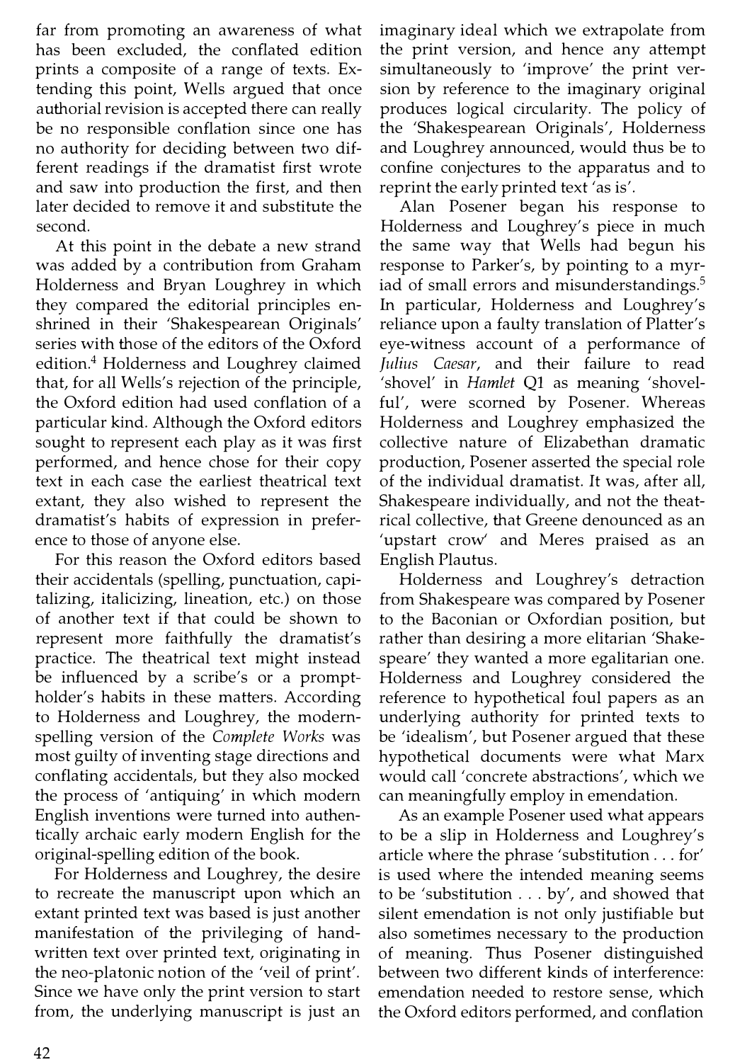far from promoting an awareness of what has been excluded, the conflated edition prints a composite of a range of texts. Extending this point, Wells argued that once authorial revision is accepted there can really be no responsible conflation since one has no authority for deciding between two different readings if the dramatist first wrote and saw into production the first, and then later decided to remove it and substitute the second.

At this point in the debate a new strand was added by a contribution from Graham Holderness and Bryan Loughrey in which they compared the editorial principles enshrined in their 'Shakespearean Originals' series with those of the editors of the Oxford edition.[4] Holderness and Loughrey claimed that, for all Wells's rejection of the principle, the Oxford edition had used conflation of a particular kind. Although the Oxford editors sought to represent each play as it was first performed, and hence chose for their copy text in each case the earliest theatrical text extant, they also wished to represent the dramatist's habits of expression in preference to those of anyone else.

For this reason the Oxford editors based their accidentals (spelling, punctuation, capitalizing, italicizing, lineation, etc.) on those of another text if that could be shown to represent more faithfully the dramatist's practice. The theatrical text might instead be influenced by a scribe's or a promptholder's habits in these matters. According to Holderness and Loughrey, the modern-spelling version of the *Complete Works* was most guilty of inventing stage directions and conflating accidentals, but they also mocked the process of 'antiquing' in which modern English inventions were turned into authentically archaic early modern English for the original-spelling edition of the book.

For Holderness and Loughrey, the desire to recreate the manuscript upon which an extant printed text was based is just another manifestation of the privileging of handwritten text over printed text, originating in the neo-platonic notion of the 'veil of print'. Since we have only the print version to start from, the underlying manuscript is just an imaginary ideal which we extrapolate from the print version, and hence any attempt simultaneously to 'improve' the print version by reference to the imaginary original produces logical circularity. The policy of the 'Shakespearean Originals', Holderness and Loughrey announced, would thus be to confine conjectures to the apparatus and to reprint the early printed text 'as is'.

Alan Posener began his response to Holderness and Loughrey's piece in much the same way that Wells had begun his response to Parker's, by pointing to a myriad of small errors and misunderstandings.[5] In particular, Holderness and Loughrey's reliance upon a faulty translation of Platter's eye-witness account of a performance of *Julius Caesar*, and their failure to read 'shovel' in *Hamlet* Q1 as meaning 'shovelful', were scorned by Posener. Whereas Holderness and Loughrey emphasized the collective nature of Elizabethan dramatic production, Posener asserted the special role of the individual dramatist. It was, after all, Shakespeare individually, and not the theatrical collective, that Greene denounced as an 'upstart crow' and Meres praised as an English Plautus.

Holderness and Loughrey's detraction from Shakespeare was compared by Posener to the Baconian or Oxfordian position, but rather than desiring a more elitarian 'Shakespeare' they wanted a more egalitarian one. Holderness and Loughrey considered the reference to hypothetical foul papers as an underlying authority for printed texts to be 'idealism', but Posener argued that these hypothetical documents were what Marx would call 'concrete abstractions', which we can meaningfully employ in emendation.

As an example Posener used what appears to be a slip in Holderness and Loughrey's article where the phrase 'substitution . . . for' is used where the intended meaning seems to be 'substitution . . . by', and showed that silent emendation is not only justifiable but also sometimes necessary to the production of meaning. Thus Posener distinguished between two different kinds of interference: emendation needed to restore sense, which the Oxford editors performed, and conflation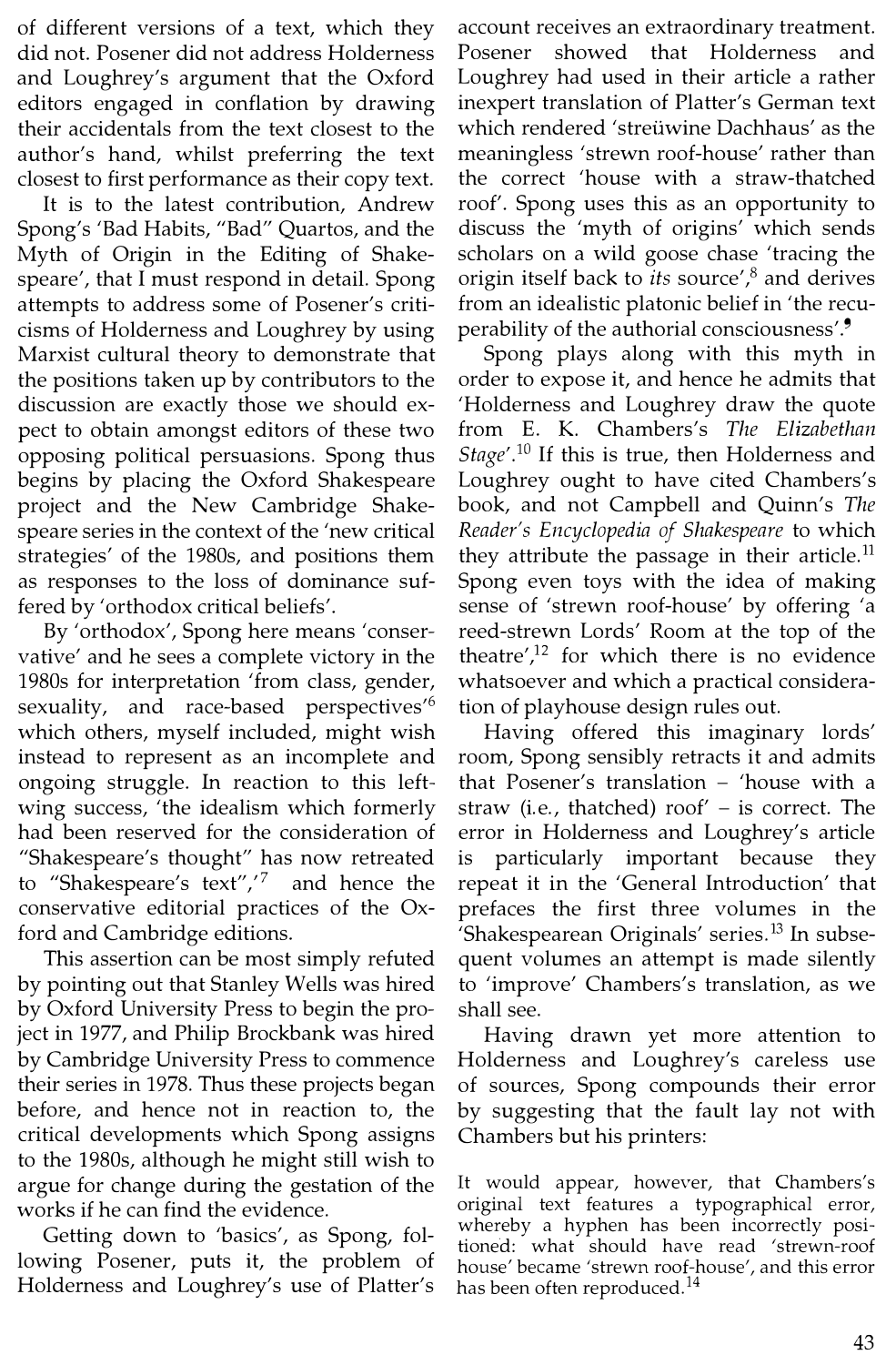of different versions of a text, which they did not. Posener did not address Holderness and Loughrey's argument that the Oxford editors engaged in conflation by drawing their accidentals from the text closest to the author's hand, whilst preferring the text closest to first performance as their copy text.

It is to the latest contribution, Andrew Spong's 'Bad Habits, "Bad" Quartos, and the Myth of Origin in the Editing of Shakespeare', that I must respond in detail. Spong attempts to address some of Posener's criticisms of Holderness and Loughrey by using Marxist cultural theory to demonstrate that the positions taken up by contributors to the discussion are exactly those we should expect to obtain amongst editors of these two opposing political persuasions. Spong thus begins by placing the Oxford Shakespeare project and the New Cambridge Shakespeare series in the context of the 'new critical strategies' of the 1980s, and positions them as responses to the loss of dominance suffered by 'orthodox critical beliefs'.

By 'orthodox', Spong here means 'conservative' and he sees a complete victory in the 1980s for interpretation 'from class, gender, sexuality, and race-based perspectives'[6] which others, myself included, might wish instead to represent as an incomplete and ongoing struggle. In reaction to this left-wing success, 'the idealism which formerly had been reserved for the consideration of "Shakespeare's thought" has now retreated to "Shakespeare's text",'[7] and hence the conservative editorial practices of the Oxford and Cambridge editions.

This assertion can be most simply refuted by pointing out that Stanley Wells was hired by Oxford University Press to begin the project in 1977, and Philip Brockbank was hired by Cambridge University Press to commence their series in 1978. Thus these projects began before, and hence not in reaction to, the critical developments which Spong assigns to the 1980s, although he might still wish to argue for change during the gestation of the works if he can find the evidence.

Getting down to 'basics', as Spong, following Posener, puts it, the problem of Holderness and Loughrey's use of Platter's account receives an extraordinary treatment. Posener showed that Holderness and Loughrey had used in their article a rather inexpert translation of Platter's German text which rendered 'streüwine Dachhaus' as the meaningless 'strewn roof-house' rather than the correct 'house with a straw-thatched roof'. Spong uses this as an opportunity to discuss the 'myth of origins' which sends scholars on a wild goose chase 'tracing the origin itself back to *its* source',[8] and derives from an idealistic platonic belief in 'the recuperability of the authorial consciousness'.[9]

Spong plays along with this myth in order to expose it, and hence he admits that 'Holderness and Loughrey draw the quote from E. K. Chambers's *The Elizabethan Stage*'.[10] If this is true, then Holderness and Loughrey ought to have cited Chambers's book, and not Campbell and Quinn's *The Reader's Encyclopedia of Shakespeare* to which they attribute the passage in their article.[11] Spong even toys with the idea of making sense of 'strewn roof-house' by offering 'a reed-strewn Lords' Room at the top of the theatre',[12] for which there is no evidence whatsoever and which a practical consideration of playhouse design rules out.

Having offered this imaginary lords' room, Spong sensibly retracts it and admits that Posener's translation – 'house with a straw (i.e., thatched) roof' – is correct. The error in Holderness and Loughrey's article is particularly important because they repeat it in the 'General Introduction' that prefaces the first three volumes in the 'Shakespearean Originals' series.[13] In subsequent volumes an attempt is made silently to 'improve' Chambers's translation, as we shall see.

Having drawn yet more attention to Holderness and Loughrey's careless use of sources, Spong compounds their error by suggesting that the fault lay not with Chambers but his printers:

> It would appear, however, that Chambers's original text features a typographical error, whereby a hyphen has been incorrectly positioned: what should have read 'strewn-roof house' became 'strewn roof-house', and this error has been often reproduced.[14]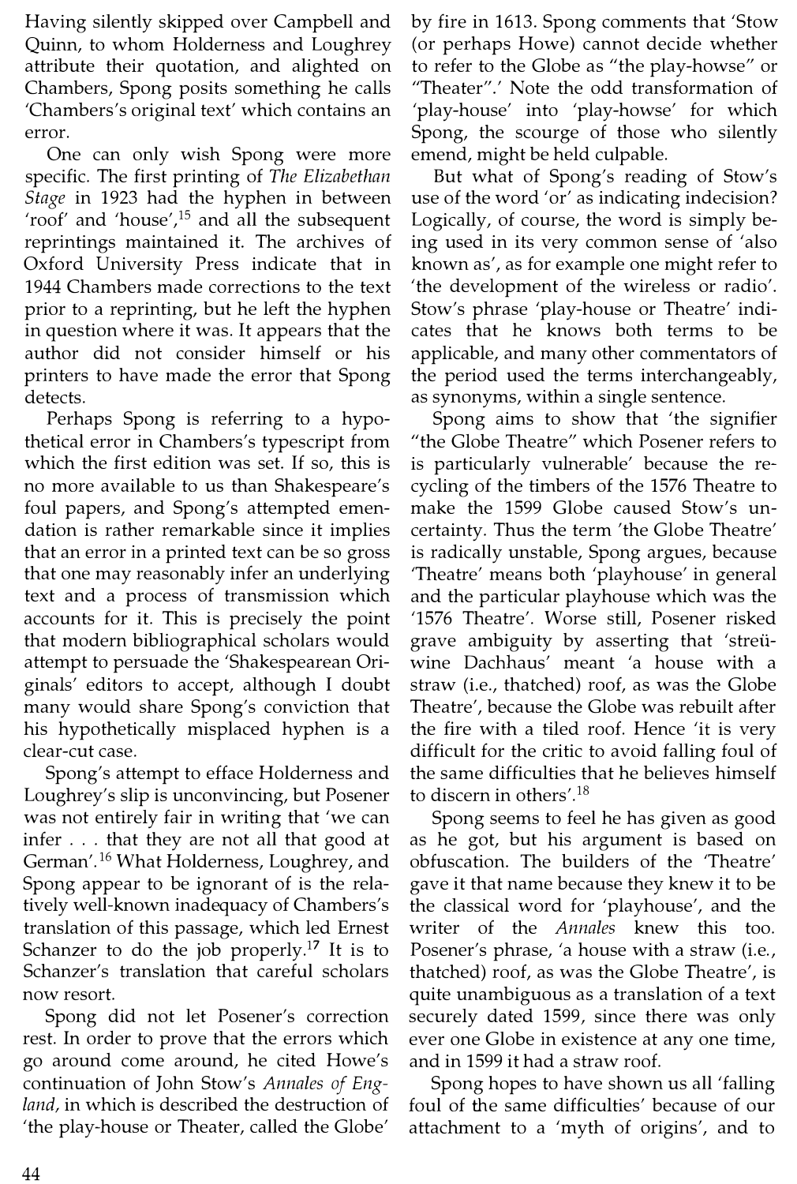Having silently skipped over Campbell and Quinn, to whom Holderness and Loughrey attribute their quotation, and alighted on Chambers, Spong posits something he calls 'Chambers's original text' which contains an error.

One can only wish Spong were more specific. The first printing of *The Elizabethan Stage* in 1923 had the hyphen in between 'roof' and 'house',[15] and all the subsequent reprintings maintained it. The archives of Oxford University Press indicate that in 1944 Chambers made corrections to the text prior to a reprinting, but he left the hyphen in question where it was. It appears that the author did not consider himself or his printers to have made the error that Spong detects.

Perhaps Spong is referring to a hypothetical error in Chambers's typescript from which the first edition was set. If so, this is no more available to us than Shakespeare's foul papers, and Spong's attempted emendation is rather remarkable since it implies that an error in a printed text can be so gross that one may reasonably infer an underlying text and a process of transmission which accounts for it. This is precisely the point that modern bibliographical scholars would attempt to persuade the 'Shakespearean Originals' editors to accept, although I doubt many would share Spong's conviction that his hypothetically misplaced hyphen is a clear-cut case.

Spong's attempt to efface Holderness and Loughrey's slip is unconvincing, but Posener was not entirely fair in writing that 'we can infer . . . that they are not all that good at German'.[16] What Holderness, Loughrey, and Spong appear to be ignorant of is the relatively well-known inadequacy of Chambers's translation of this passage, which led Ernest Schanzer to do the job properly.[17] It is to Schanzer's translation that careful scholars now resort.

Spong did not let Posener's correction rest. In order to prove that the errors which go around come around, he cited Howe's continuation of John Stow's *Annales of England*, in which is described the destruction of 'the play-house or Theater, called the Globe' by fire in 1613. Spong comments that 'Stow (or perhaps Howe) cannot decide whether to refer to the Globe as "the play-howse" or "Theater".' Note the odd transformation of 'play-house' into 'play-howse' for which Spong, the scourge of those who silently emend, might be held culpable.

But what of Spong's reading of Stow's use of the word 'or' as indicating indecision? Logically, of course, the word is simply being used in its very common sense of 'also known as', as for example one might refer to 'the development of the wireless or radio'. Stow's phrase 'play-house or Theatre' indicates that he knows both terms to be applicable, and many other commentators of the period used the terms interchangeably, as synonyms, within a single sentence.

Spong aims to show that 'the signifier "the Globe Theatre" which Posener refers to is particularly vulnerable' because the recycling of the timbers of the 1576 Theatre to make the 1599 Globe caused Stow's uncertainty. Thus the term 'the Globe Theatre' is radically unstable, Spong argues, because 'Theatre' means both 'playhouse' in general and the particular playhouse which was the '1576 Theatre'. Worse still, Posener risked grave ambiguity by asserting that 'streüwine Dachhaus' meant 'a house with a straw (i.e., thatched) roof, as was the Globe Theatre', because the Globe was rebuilt after the fire with a tiled roof. Hence 'it is very difficult for the critic to avoid falling foul of the same difficulties that he believes himself to discern in others'.[18]

Spong seems to feel he has given as good as he got, but his argument is based on obfuscation. The builders of the 'Theatre' gave it that name because they knew it to be the classical word for 'playhouse', and the writer of the *Annales* knew this too. Posener's phrase, 'a house with a straw (i.e., thatched) roof, as was the Globe Theatre', is quite unambiguous as a translation of a text securely dated 1599, since there was only ever one Globe in existence at any one time, and in 1599 it had a straw roof.

Spong hopes to have shown us all 'falling foul of the same difficulties' because of our attachment to a 'myth of origins', and to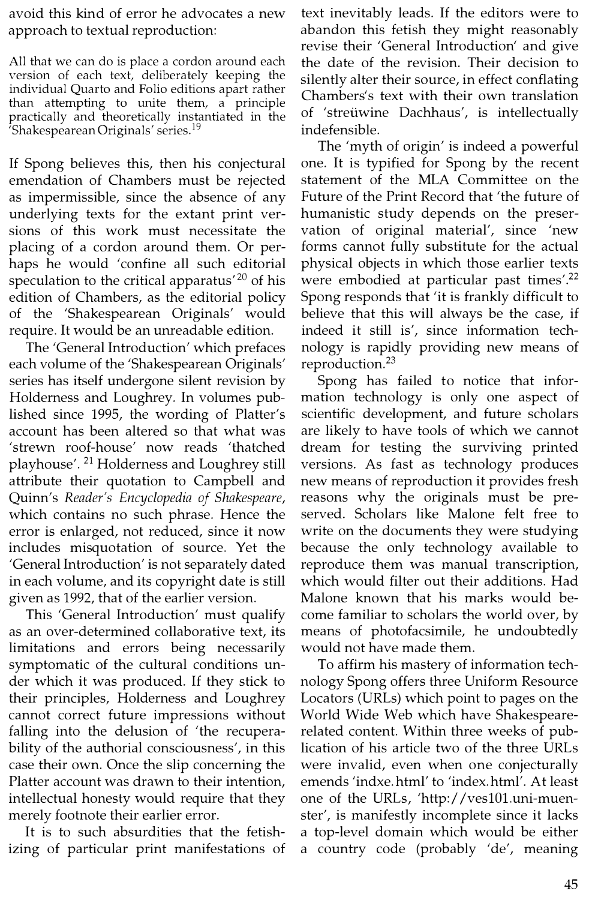avoid this kind of error he advocates a new approach to textual reproduction:

> All that we can do is place a cordon around each version of each text, deliberately keeping the individual Quarto and Folio editions apart rather than attempting to unite them, a principle practically and theoretically instantiated in the 'Shakespearean Originals' series.[19]

If Spong believes this, then his conjectural emendation of Chambers must be rejected as impermissible, since the absence of any underlying texts for the extant print versions of this work must necessitate the placing of a cordon around them. Or perhaps he would 'confine all such editorial speculation to the critical apparatus'[20] of his edition of Chambers, as the editorial policy of the 'Shakespearean Originals' would require. It would be an unreadable edition.

The 'General Introduction' which prefaces each volume of the 'Shakespearean Originals' series has itself undergone silent revision by Holderness and Loughrey. In volumes published since 1995, the wording of Platter's account has been altered so that what was 'strewn roof-house' now reads 'thatched playhouse'.[21] Holderness and Loughrey still attribute their quotation to Campbell and Quinn's *Reader's Encyclopedia of Shakespeare*, which contains no such phrase. Hence the error is enlarged, not reduced, since it now includes misquotation of source. Yet the 'General Introduction' is not separately dated in each volume, and its copyright date is still given as 1992, that of the earlier version.

This 'General Introduction' must qualify as an over-determined collaborative text, its limitations and errors being necessarily symptomatic of the cultural conditions under which it was produced. If they stick to their principles, Holderness and Loughrey cannot correct future impressions without falling into the delusion of 'the recuperability of the authorial consciousness', in this case their own. Once the slip concerning the Platter account was drawn to their intention, intellectual honesty would require that they merely footnote their earlier error.

It is to such absurdities that the fetishizing of particular print manifestations of text inevitably leads. If the editors were to abandon this fetish they might reasonably revise their 'General Introduction' and give the date of the revision. Their decision to silently alter their source, in effect conflating Chambers's text with their own translation of 'streüwine Dachhaus', is intellectually indefensible.

The 'myth of origin' is indeed a powerful one. It is typified for Spong by the recent statement of the MLA Committee on the Future of the Print Record that 'the future of humanistic study depends on the preservation of original material', since 'new forms cannot fully substitute for the actual physical objects in which those earlier texts were embodied at particular past times'.[22] Spong responds that 'it is frankly difficult to believe that this will always be the case, if indeed it still is', since information technology is rapidly providing new means of reproduction.[23]

Spong has failed to notice that information technology is only one aspect of scientific development, and future scholars are likely to have tools of which we cannot dream for testing the surviving printed versions. As fast as technology produces new means of reproduction it provides fresh reasons why the originals must be preserved. Scholars like Malone felt free to write on the documents they were studying because the only technology available to reproduce them was manual transcription, which would filter out their additions. Had Malone known that his marks would become familiar to scholars the world over, by means of photofacsimile, he undoubtedly would not have made them.

To affirm his mastery of information technology Spong offers three Uniform Resource Locators (URLs) which point to pages on the World Wide Web which have Shakespeare-related content. Within three weeks of publication of his article two of the three URLs were invalid, even when one conjecturally emends 'indxe.html' to 'index.html'. At least one of the URLs, 'http://ves101.uni-muenster', is manifestly incomplete since it lacks a top-level domain which would be either a country code (probably 'de', meaning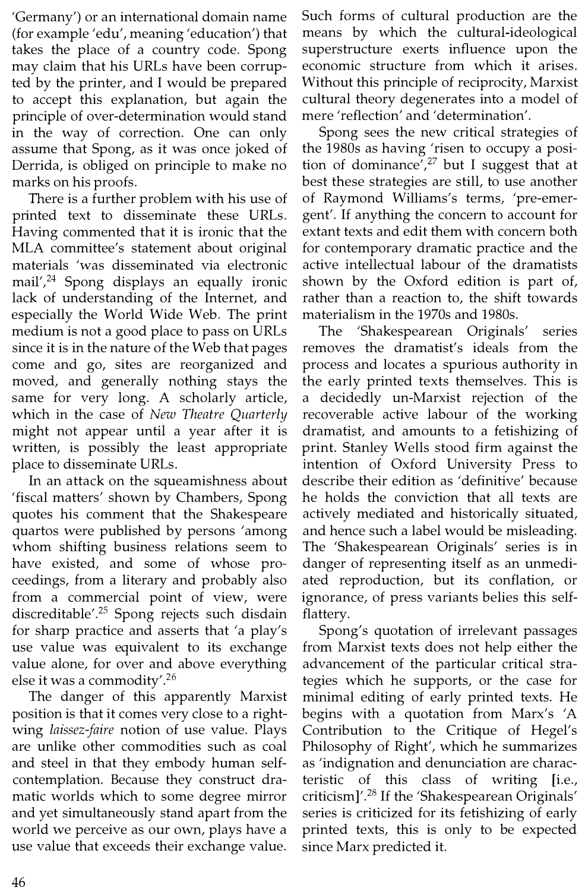'Germany') or an international domain name (for example 'edu', meaning 'education') that takes the place of a country code. Spong may claim that his URLs have been corrupted by the printer, and I would be prepared to accept this explanation, but again the principle of over-determination would stand in the way of correction. One can only assume that Spong, as it was once joked of Derrida, is obliged on principle to make no marks on his proofs.

There is a further problem with his use of printed text to disseminate these URLs. Having commented that it is ironic that the MLA committee's statement about original materials 'was disseminated via electronic mail',[24] Spong displays an equally ironic lack of understanding of the Internet, and especially the World Wide Web. The print medium is not a good place to pass on URLs since it is in the nature of the Web that pages come and go, sites are reorganized and moved, and generally nothing stays the same for very long. A scholarly article, which in the case of *New Theatre Quarterly* might not appear until a year after it is written, is possibly the least appropriate place to disseminate URLs.

In an attack on the squeamishness about 'fiscal matters' shown by Chambers, Spong quotes his comment that the Shakespeare quartos were published by persons 'among whom shifting business relations seem to have existed, and some of whose proceedings, from a literary and probably also from a commercial point of view, were discreditable'.[25] Spong rejects such disdain for sharp practice and asserts that 'a play's use value was equivalent to its exchange value alone, for over and above everything else it was a commodity'.[26]

The danger of this apparently Marxist position is that it comes very close to a right-wing *laissez-faire* notion of use value. Plays are unlike other commodities such as coal and steel in that they embody human self-contemplation. Because they construct dramatic worlds which to some degree mirror and yet simultaneously stand apart from the world we perceive as our own, plays have a use value that exceeds their exchange value. Such forms of cultural production are the means by which the cultural-ideological superstructure exerts influence upon the economic structure from which it arises. Without this principle of reciprocity, Marxist cultural theory degenerates into a model of mere 'reflection' and 'determination'.

Spong sees the new critical strategies of the 1980s as having 'risen to occupy a position of dominance',[27] but I suggest that at best these strategies are still, to use another of Raymond Williams's terms, 'pre-emergent'. If anything the concern to account for extant texts and edit them with concern both for contemporary dramatic practice and the active intellectual labour of the dramatists shown by the Oxford edition is part of, rather than a reaction to, the shift towards materialism in the 1970s and 1980s.

The 'Shakespearean Originals' series removes the dramatist's ideals from the process and locates a spurious authority in the early printed texts themselves. This is a decidedly un-Marxist rejection of the recoverable active labour of the working dramatist, and amounts to a fetishizing of print. Stanley Wells stood firm against the intention of Oxford University Press to describe their edition as 'definitive' because he holds the conviction that all texts are actively mediated and historically situated, and hence such a label would be misleading. The 'Shakespearean Originals' series is in danger of representing itself as an unmediated reproduction, but its conflation, or ignorance, of press variants belies this self-flattery.

Spong's quotation of irrelevant passages from Marxist texts does not help either the advancement of the particular critical strategies which he supports, or the case for minimal editing of early printed texts. He begins with a quotation from Marx's 'A Contribution to the Critique of Hegel's Philosophy of Right', which he summarizes as 'indignation and denunciation are characteristic of this class of writing [i.e., criticism]'.[28] If the 'Shakespearean Originals' series is criticized for its fetishizing of early printed texts, this is only to be expected since Marx predicted it.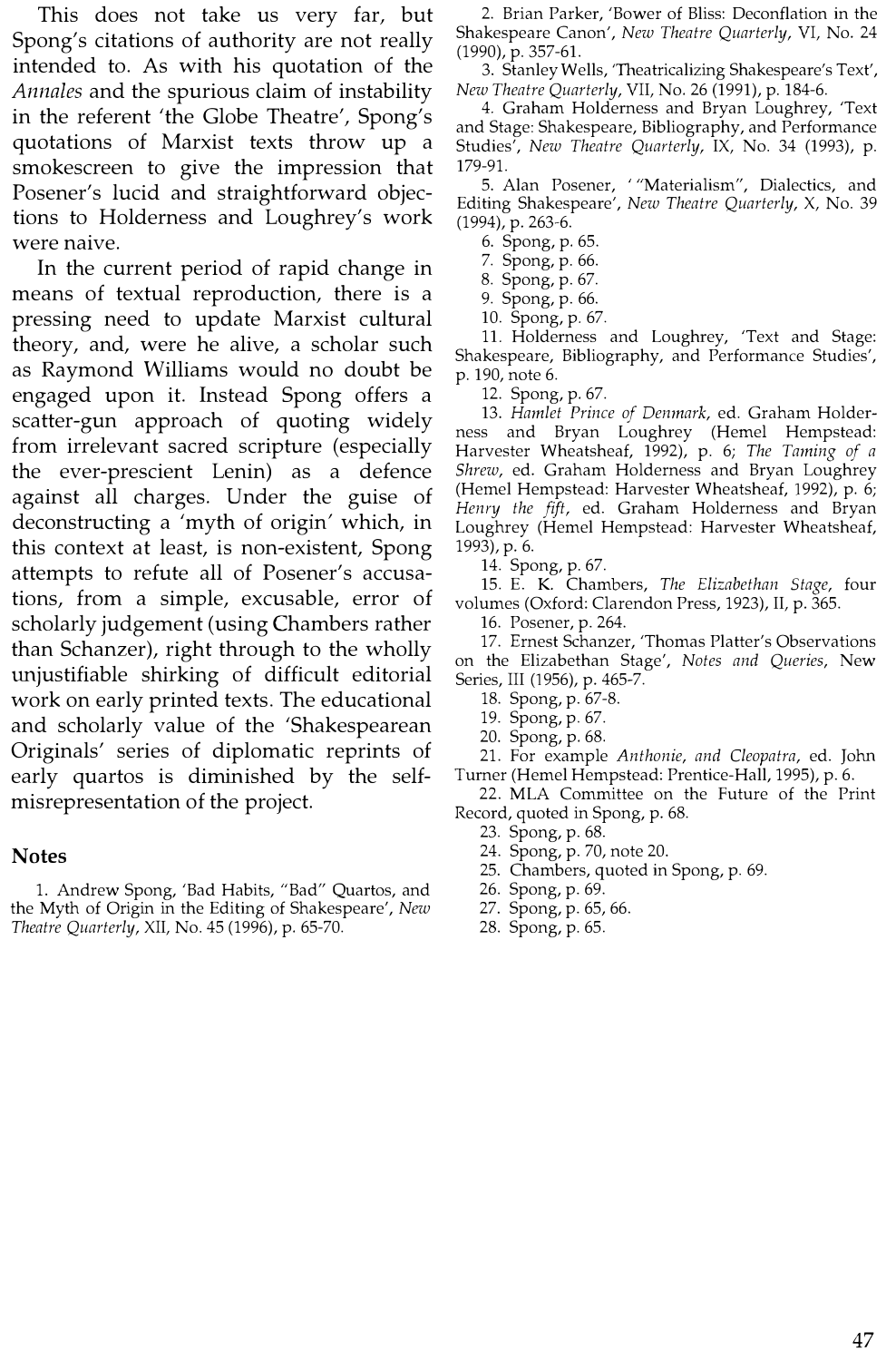This does not take us very far, but Spong's citations of authority are not really intended to. As with his quotation of the *Annales* and the spurious claim of instability in the referent 'the Globe Theatre', Spong's quotations of Marxist texts throw up a smokescreen to give the impression that Posener's lucid and straightforward objections to Holderness and Loughrey's work were naive.

In the current period of rapid change in means of textual reproduction, there is a pressing need to update Marxist cultural theory, and, were he alive, a scholar such as Raymond Williams would no doubt be engaged upon it. Instead Spong offers a scatter-gun approach of quoting widely from irrelevant sacred scripture (especially the ever-prescient Lenin) as a defence against all charges. Under the guise of deconstructing a 'myth of origin' which, in this context at least, is non-existent, Spong attempts to refute all of Posener's accusations, from a simple, excusable, error of scholarly judgement (using Chambers rather than Schanzer), right through to the wholly unjustifiable shirking of difficult editorial work on early printed texts. The educational and scholarly value of the 'Shakespearean Originals' series of diplomatic reprints of early quartos is diminished by the self-misrepresentation of the project.

## Notes

1. Andrew Spong, 'Bad Habits, "Bad" Quartos, and the Myth of Origin in the Editing of Shakespeare', *New Theatre Quarterly*, XII, No. 45 (1996), p. 65-70.
2. Brian Parker, 'Bower of Bliss: Deconflation in the Shakespeare Canon', *New Theatre Quarterly*, VI, No. 24 (1990), p. 357-61.
3. Stanley Wells, 'Theatricalizing Shakespeare's Text', *New Theatre Quarterly*, VII, No. 26 (1991), p. 184-6.
4. Graham Holderness and Bryan Loughrey, 'Text and Stage: Shakespeare, Bibliography, and Performance Studies', *New Theatre Quarterly*, IX, No. 34 (1993), p. 179-91.
5. Alan Posener, '"Materialism", Dialectics, and Editing Shakespeare', *New Theatre Quarterly*, X, No. 39 (1994), p. 263-6.
6. Spong, p. 65.
7. Spong, p. 66.
8. Spong, p. 67.
9. Spong, p. 66.
10. Spong, p. 67.
11. Holderness and Loughrey, 'Text and Stage: Shakespeare, Bibliography, and Performance Studies', p. 190, note 6.
12. Spong, p. 67.
13. *Hamlet Prince of Denmark*, ed. Graham Holderness and Bryan Loughrey (Hemel Hempstead: Harvester Wheatsheaf, 1992), p. 6; *The Taming of a Shrew*, ed. Graham Holderness and Bryan Loughrey (Hemel Hempstead: Harvester Wheatsheaf, 1992), p. 6; *Henry the fift*, ed. Graham Holderness and Bryan Loughrey (Hemel Hempstead: Harvester Wheatsheaf, 1993), p. 6.
14. Spong, p. 67.
15. E. K. Chambers, *The Elizabethan Stage*, four volumes (Oxford: Clarendon Press, 1923), II, p. 365.
16. Posener, p. 264.
17. Ernest Schanzer, 'Thomas Platter's Observations on the Elizabethan Stage', *Notes and Queries*, New Series, III (1956), p. 465-7.
18. Spong, p. 67-8.
19. Spong, p. 67.
20. Spong, p. 68.
21. For example *Anthonie, and Cleopatra*, ed. John Turner (Hemel Hempstead: Prentice-Hall, 1995), p. 6.
22. MLA Committee on the Future of the Print Record, quoted in Spong, p. 68.
23. Spong, p. 68.
24. Spong, p. 70, note 20.
25. Chambers, quoted in Spong, p. 69.
26. Spong, p. 69.
27. Spong, p. 65, 66.
28. Spong, p. 65.